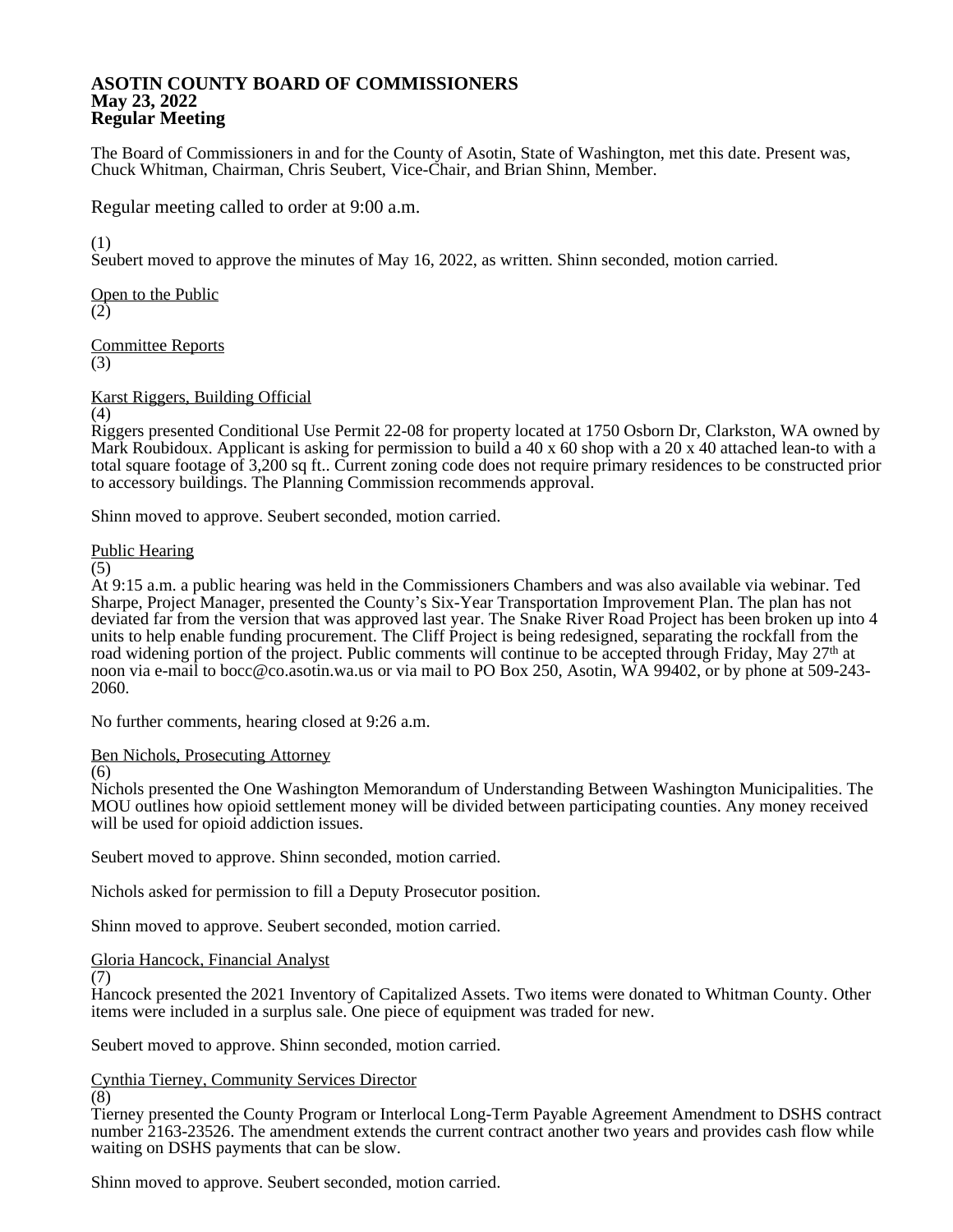# ASOTIN COUNTY BOARD OF COMMISSIONERS
## May 23, 2022
## Regular Meeting

The Board of Commissioners in and for the County of Asotin, State of Washington, met this date. Present was, Chuck Whitman, Chairman, Chris Seubert, Vice-Chair, and Brian Shinn, Member.

Regular meeting called to order at 9:00 a.m.

(1)
Seubert moved to approve the minutes of May 16, 2022, as written. Shinn seconded, motion carried.

<u>Open to the Public</u>
(2)

<u>Committee Reports</u>
(3)

<u>Karst Riggers, Building Official</u>
(4)
Riggers presented Conditional Use Permit 22-08 for property located at 1750 Osborn Dr, Clarkston, WA owned by Mark Roubidoux. Applicant is asking for permission to build a 40 x 60 shop with a 20 x 40 attached lean-to with a total square footage of 3,200 sq ft.. Current zoning code does not require primary residences to be constructed prior to accessory buildings. The Planning Commission recommends approval.

Shinn moved to approve. Seubert seconded, motion carried.

<u>Public Hearing</u>
(5)
At 9:15 a.m. a public hearing was held in the Commissioners Chambers and was also available via webinar. Ted Sharpe, Project Manager, presented the County's Six-Year Transportation Improvement Plan. The plan has not deviated far from the version that was approved last year. The Snake River Road Project has been broken up into 4 units to help enable funding procurement. The Cliff Project is being redesigned, separating the rockfall from the road widening portion of the project. Public comments will continue to be accepted through Friday, May 27th at noon via e-mail to bocc@co.asotin.wa.us or via mail to PO Box 250, Asotin, WA 99402, or by phone at 509-243-2060.

No further comments, hearing closed at 9:26 a.m.

<u>Ben Nichols, Prosecuting Attorney</u>
(6)
Nichols presented the One Washington Memorandum of Understanding Between Washington Municipalities. The MOU outlines how opioid settlement money will be divided between participating counties. Any money received will be used for opioid addiction issues.

Seubert moved to approve. Shinn seconded, motion carried.

Nichols asked for permission to fill a Deputy Prosecutor position.

Shinn moved to approve. Seubert seconded, motion carried.

<u>Gloria Hancock, Financial Analyst</u>
(7)
Hancock presented the 2021 Inventory of Capitalized Assets. Two items were donated to Whitman County. Other items were included in a surplus sale. One piece of equipment was traded for new.

Seubert moved to approve. Shinn seconded, motion carried.

<u>Cynthia Tierney, Community Services Director</u>
(8)
Tierney presented the County Program or Interlocal Long-Term Payable Agreement Amendment to DSHS contract number 2163-23526. The amendment extends the current contract another two years and provides cash flow while waiting on DSHS payments that can be slow.

Shinn moved to approve. Seubert seconded, motion carried.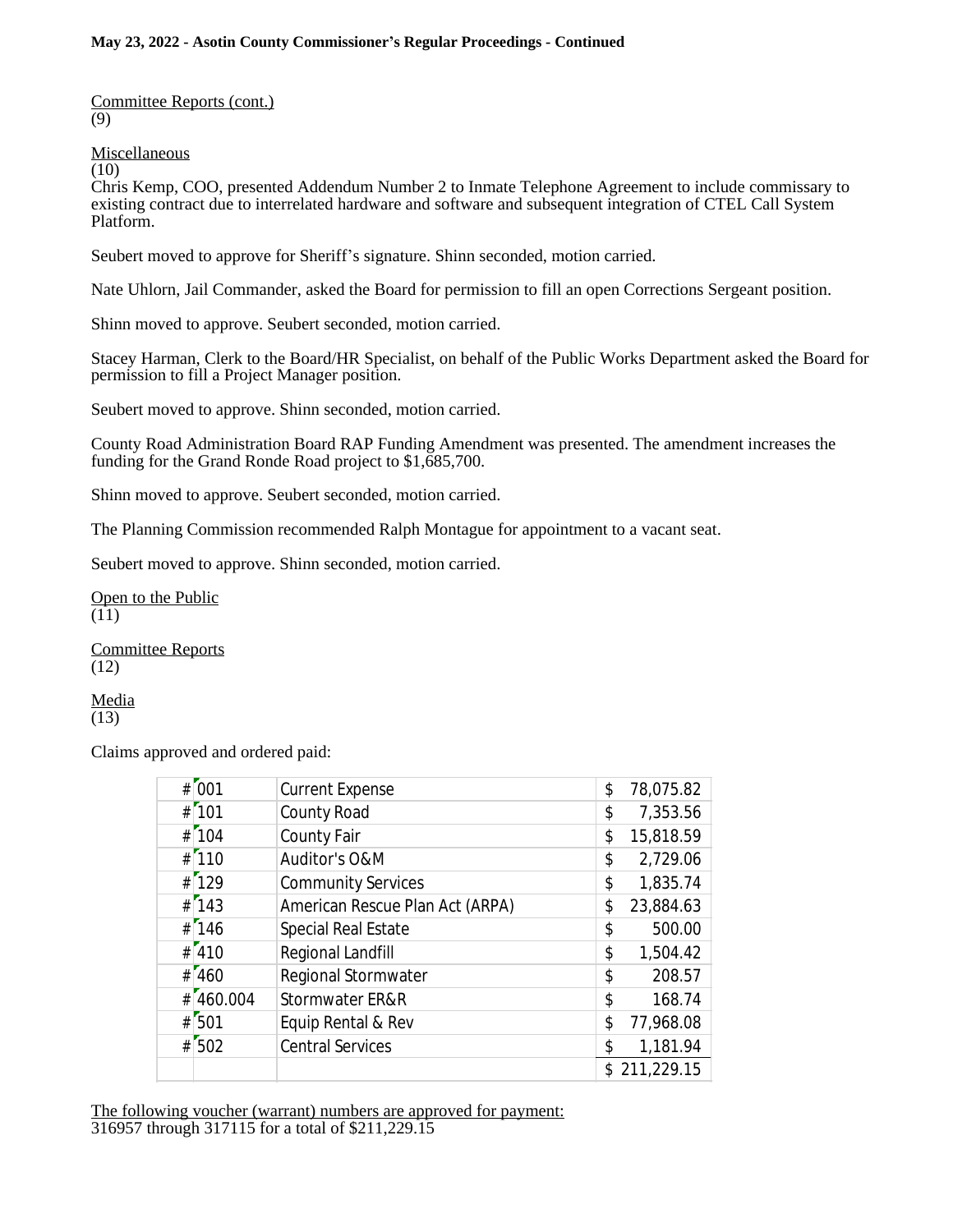Committee Reports (cont.)
(9)

Miscellaneous
(10)
Chris Kemp, COO, presented Addendum Number 2 to Inmate Telephone Agreement to include commissary to existing contract due to interrelated hardware and software and subsequent integration of CTEL Call System Platform.

Seubert moved to approve for Sheriff's signature. Shinn seconded, motion carried.

Nate Uhlorn, Jail Commander, asked the Board for permission to fill an open Corrections Sergeant position.

Shinn moved to approve. Seubert seconded, motion carried.

Stacey Harman, Clerk to the Board/HR Specialist, on behalf of the Public Works Department asked the Board for permission to fill a Project Manager position.

Seubert moved to approve. Shinn seconded, motion carried.

County Road Administration Board RAP Funding Amendment was presented. The amendment increases the funding for the Grand Ronde Road project to $1,685,700.

Shinn moved to approve. Seubert seconded, motion carried.

The Planning Commission recommended Ralph Montague for appointment to a vacant seat.

Seubert moved to approve. Shinn seconded, motion carried.

Open to the Public
(11)

Committee Reports
(12)

Media
(13)

Claims approved and ordered paid:

| # | Fund | Name | Amount |
|---|---|---|---|
| # | 001 | Current Expense | $ 78,075.82 |
| # | 101 | County Road | $ 7,353.56 |
| # | 104 | County Fair | $ 15,818.59 |
| # | 110 | Auditor's O&M | $ 2,729.06 |
| # | 129 | Community Services | $ 1,835.74 |
| # | 143 | American Rescue Plan Act (ARPA) | $ 23,884.63 |
| # | 146 | Special Real Estate | $ 500.00 |
| # | 410 | Regional Landfill | $ 1,504.42 |
| # | 460 | Regional Stormwater | $ 208.57 |
| # | 460.004 | Stormwater ER&R | $ 168.74 |
| # | 501 | Equip Rental & Rev | $ 77,968.08 |
| # | 502 | Central Services | $ 1,181.94 |
| | | | $ 211,229.15 |

The following voucher (warrant) numbers are approved for payment:
316957 through 317115 for a total of $211,229.15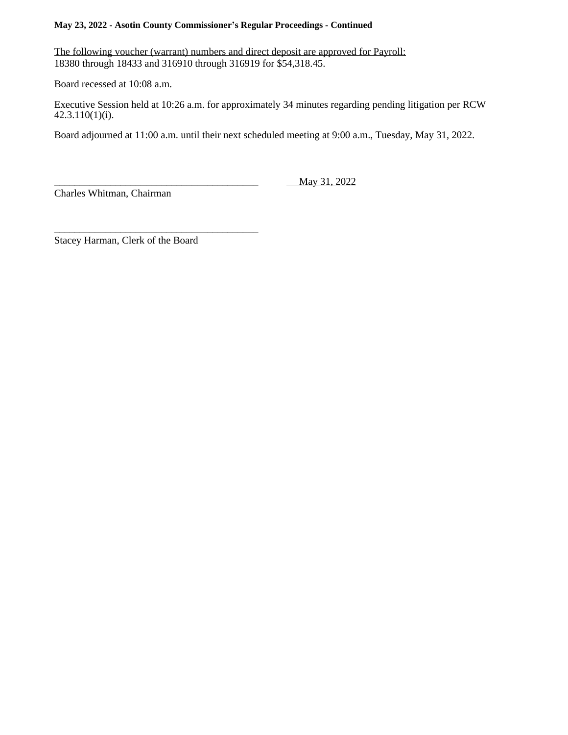**May 23, 2022 - Asotin County Commissioner's Regular Proceedings - Continued**

<u>The following voucher (warrant) numbers and direct deposit are approved for Payroll:</u>
18380 through 18433 and 316910 through 316919 for $54,318.45.

Board recessed at 10:08 a.m.

Executive Session held at 10:26 a.m. for approximately 34 minutes regarding pending litigation per RCW 42.3.110(1)(i).

Board adjourned at 11:00 a.m. until their next scheduled meeting at 9:00 a.m., Tuesday, May 31, 2022.

_________________________________________ <u>May 31, 2022</u>
Charles Whitman, Chairman

_________________________________________
Stacey Harman, Clerk of the Board